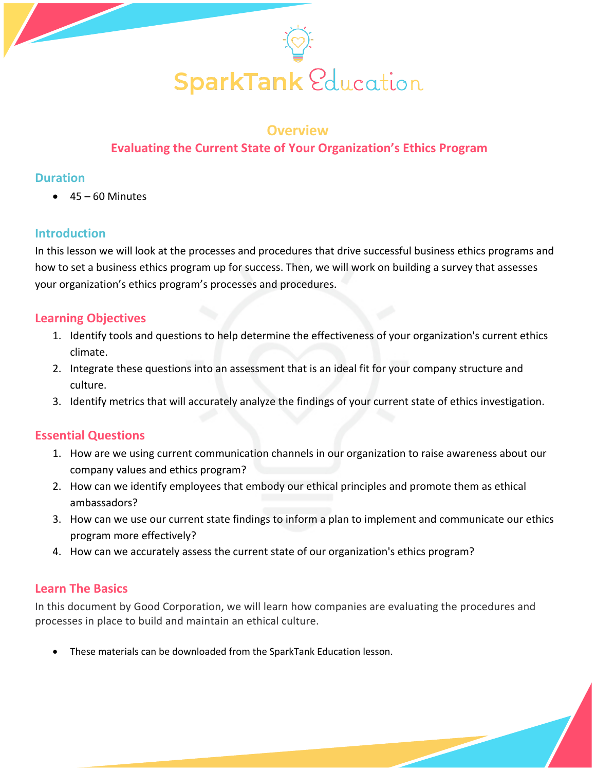# SparkTank Education

## Overview

## Evaluating the Current State of Your Organization's Ethics Program

### Duration

- 45 – 60 Minutes

### Introduction

In this lesson we will look at the processes and procedures that drive successful business ethics programs and how to set a business ethics program up for success. Then, we will work on building a survey that assesses your organization's ethics program's processes and procedures.

### Learning Objectives

1. Identify tools and questions to help determine the effectiveness of your organization's current ethics climate.
2. Integrate these questions into an assessment that is an ideal fit for your company structure and culture.
3. Identify metrics that will accurately analyze the findings of your current state of ethics investigation.

### Essential Questions

1. How are we using current communication channels in our organization to raise awareness about our company values and ethics program?
2. How can we identify employees that embody our ethical principles and promote them as ethical ambassadors?
3. How can we use our current state findings to inform a plan to implement and communicate our ethics program more effectively?
4. How can we accurately assess the current state of our organization's ethics program?

### Learn The Basics

In this document by Good Corporation, we will learn how companies are evaluating the procedures and processes in place to build and maintain an ethical culture.

- These materials can be downloaded from the SparkTank Education lesson.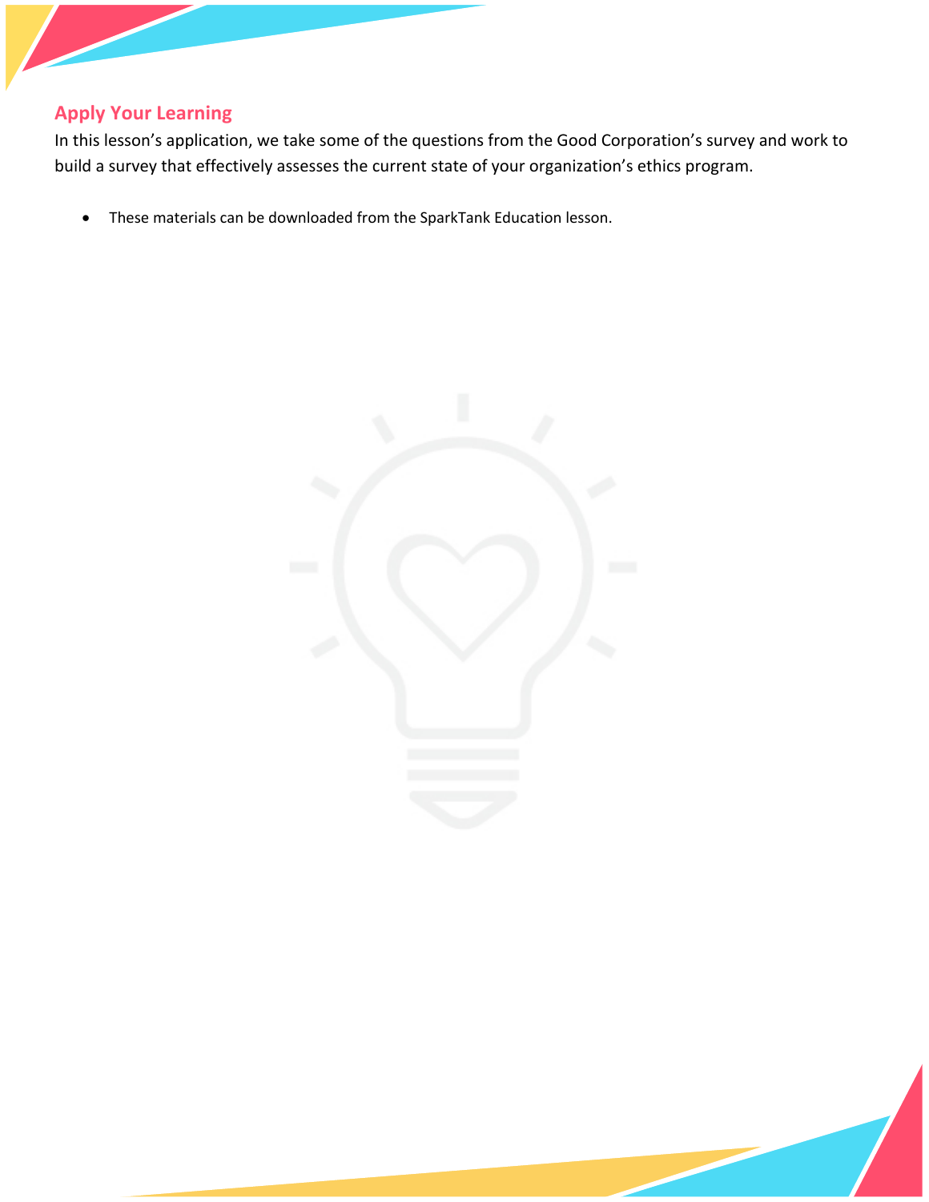## Apply Your Learning

In this lesson's application, we take some of the questions from the Good Corporation's survey and work to build a survey that effectively assesses the current state of your organization's ethics program.

- These materials can be downloaded from the SparkTank Education lesson.